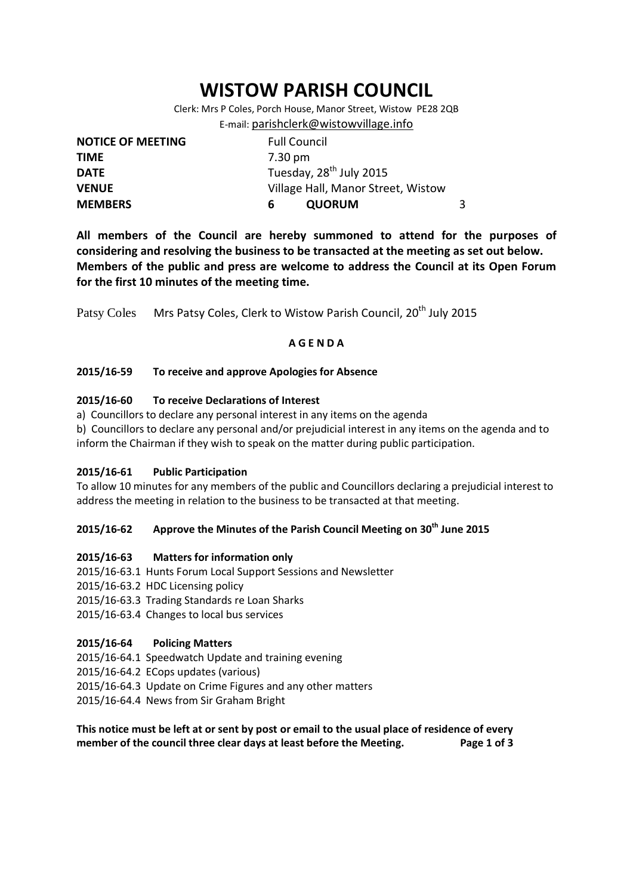# WISTOW PARISH COUNCIL

Clerk: Mrs P Coles, Porch House, Manor Street, Wistow PE28 2QB

E-mail: parishclerk@wistowvillage.info

| | | | |
|---|---|---|---|
| **NOTICE OF MEETING** | Full Council | | |
| **TIME** | 7.30 pm | | |
| **DATE** | Tuesday, 28th July 2015 | | |
| **VENUE** | Village Hall, Manor Street, Wistow | | |
| **MEMBERS** | **6** | **QUORUM** | 3 |

**All members of the Council are hereby summoned to attend for the purposes of considering and resolving the business to be transacted at the meeting as set out below. Members of the public and press are welcome to address the Council at its Open Forum for the first 10 minutes of the meeting time.**

Patsy Coles Mrs Patsy Coles, Clerk to Wistow Parish Council, 20th July 2015

**A G E N D A**

### 2015/16-59 To receive and approve Apologies for Absence

### 2015/16-60 To receive Declarations of Interest

a) Councillors to declare any personal interest in any items on the agenda

b) Councillors to declare any personal and/or prejudicial interest in any items on the agenda and to inform the Chairman if they wish to speak on the matter during public participation.

### 2015/16-61 Public Participation

To allow 10 minutes for any members of the public and Councillors declaring a prejudicial interest to address the meeting in relation to the business to be transacted at that meeting.

### 2015/16-62 Approve the Minutes of the Parish Council Meeting on 30th June 2015

### 2015/16-63 Matters for information only

2015/16-63.1 Hunts Forum Local Support Sessions and Newsletter

2015/16-63.2 HDC Licensing policy

2015/16-63.3 Trading Standards re Loan Sharks

2015/16-63.4 Changes to local bus services

### 2015/16-64 Policing Matters

2015/16-64.1 Speedwatch Update and training evening

2015/16-64.2 ECops updates (various)

2015/16-64.3 Update on Crime Figures and any other matters

2015/16-64.4 News from Sir Graham Bright

**This notice must be left at or sent by post or email to the usual place of residence of every member of the council three clear days at least before the Meeting.**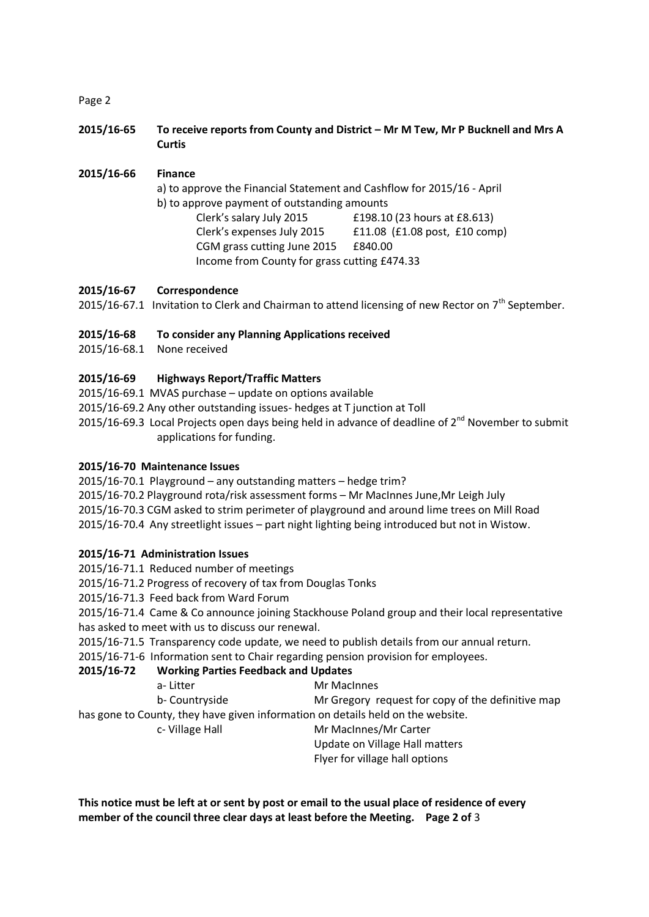**2015/16-65 To receive reports from County and District – Mr M Tew, Mr P Bucknell and Mrs A Curtis**

**2015/16-66 Finance**

a) to approve the Financial Statement and Cashflow for 2015/16 - April

b) to approve payment of outstanding amounts

| | |
|---|---|
| Clerk's salary July 2015 | £198.10 (23 hours at £8.613) |
| Clerk's expenses July 2015 | £11.08 (£1.08 post, £10 comp) |
| CGM grass cutting June 2015 | £840.00 |

Income from County for grass cutting £474.33

**2015/16-67 Correspondence**

2015/16-67.1 Invitation to Clerk and Chairman to attend licensing of new Rector on 7th September.

**2015/16-68 To consider any Planning Applications received**

2015/16-68.1 None received

**2015/16-69 Highways Report/Traffic Matters**

2015/16-69.1 MVAS purchase – update on options available

2015/16-69.2 Any other outstanding issues- hedges at T junction at Toll

2015/16-69.3 Local Projects open days being held in advance of deadline of 2nd November to submit applications for funding.

**2015/16-70 Maintenance Issues**

2015/16-70.1 Playground – any outstanding matters – hedge trim?

2015/16-70.2 Playground rota/risk assessment forms – Mr MacInnes June,Mr Leigh July

2015/16-70.3 CGM asked to strim perimeter of playground and around lime trees on Mill Road

2015/16-70.4 Any streetlight issues – part night lighting being introduced but not in Wistow.

**2015/16-71 Administration Issues**

2015/16-71.1 Reduced number of meetings

2015/16-71.2 Progress of recovery of tax from Douglas Tonks

2015/16-71.3 Feed back from Ward Forum

2015/16-71.4 Came & Co announce joining Stackhouse Poland group and their local representative has asked to meet with us to discuss our renewal.

2015/16-71.5 Transparency code update, we need to publish details from our annual return.

2015/16-71-6 Information sent to Chair regarding pension provision for employees.

**2015/16-72 Working Parties Feedback and Updates**

a- Litter — Mr MacInnes

b- Countryside — Mr Gregory request for copy of the definitive map has gone to County, they have given information on details held on the website.

c- Village Hall — Mr MacInnes/Mr Carter

Update on Village Hall matters

Flyer for village hall options

**This notice must be left at or sent by post or email to the usual place of residence of every member of the council three clear days at least before the Meeting.**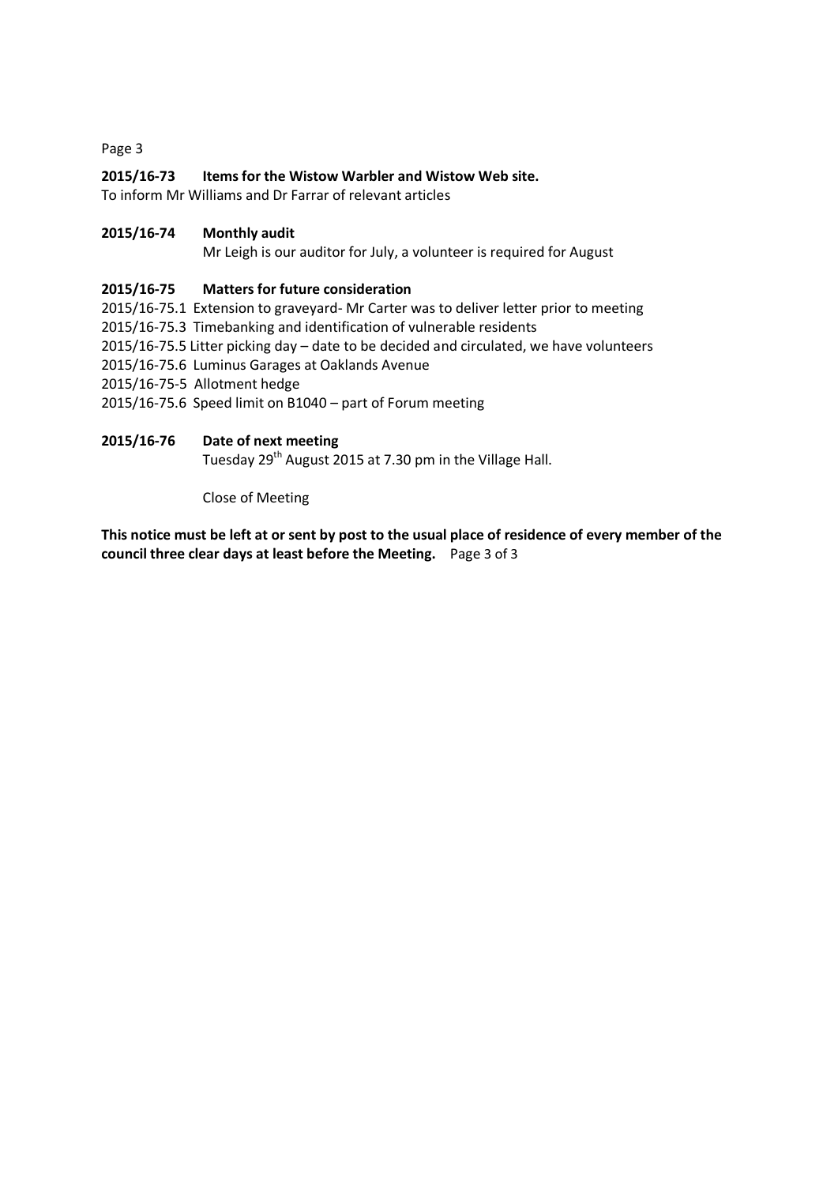**2015/16-73 Items for the Wistow Warbler and Wistow Web site.**

To inform Mr Williams and Dr Farrar of relevant articles

**2015/16-74 Monthly audit**

Mr Leigh is our auditor for July, a volunteer is required for August

**2015/16-75 Matters for future consideration**

2015/16-75.1 Extension to graveyard- Mr Carter was to deliver letter prior to meeting
2015/16-75.3 Timebanking and identification of vulnerable residents
2015/16-75.5 Litter picking day – date to be decided and circulated, we have volunteers
2015/16-75.6 Luminus Garages at Oaklands Avenue
2015/16-75-5 Allotment hedge
2015/16-75.6 Speed limit on B1040 – part of Forum meeting

**2015/16-76 Date of next meeting**

Tuesday 29th August 2015 at 7.30 pm in the Village Hall.

Close of Meeting

**This notice must be left at or sent by post to the usual place of residence of every member of the council three clear days at least before the Meeting.**